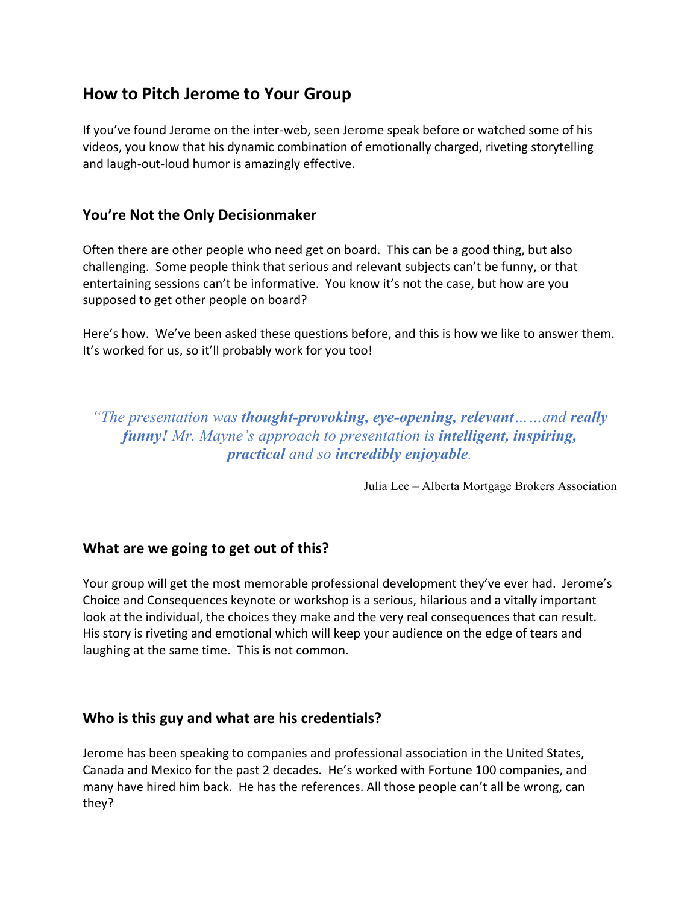## How to Pitch Jerome to Your Group

If you've found Jerome on the inter-web, seen Jerome speak before or watched some of his videos, you know that his dynamic combination of emotionally charged, riveting storytelling and laugh-out-loud humor is amazingly effective.

### You're Not the Only Decisionmaker

Often there are other people who need get on board. This can be a good thing, but also challenging. Some people think that serious and relevant subjects can't be funny, or that entertaining sessions can't be informative. You know it's not the case, but how are you supposed to get other people on board?

Here's how. We've been asked these questions before, and this is how we like to answer them. It's worked for us, so it'll probably work for you too!

*"The presentation was **thought-provoking, eye-opening, relevant**……and **really funny!** Mr. Mayne's approach to presentation is **intelligent, inspiring, practical** and so **incredibly enjoyable**.*

Julia Lee – Alberta Mortgage Brokers Association

### What are we going to get out of this?

Your group will get the most memorable professional development they've ever had. Jerome's Choice and Consequences keynote or workshop is a serious, hilarious and a vitally important look at the individual, the choices they make and the very real consequences that can result. His story is riveting and emotional which will keep your audience on the edge of tears and laughing at the same time. This is not common.

### Who is this guy and what are his credentials?

Jerome has been speaking to companies and professional association in the United States, Canada and Mexico for the past 2 decades. He's worked with Fortune 100 companies, and many have hired him back. He has the references. All those people can't all be wrong, can they?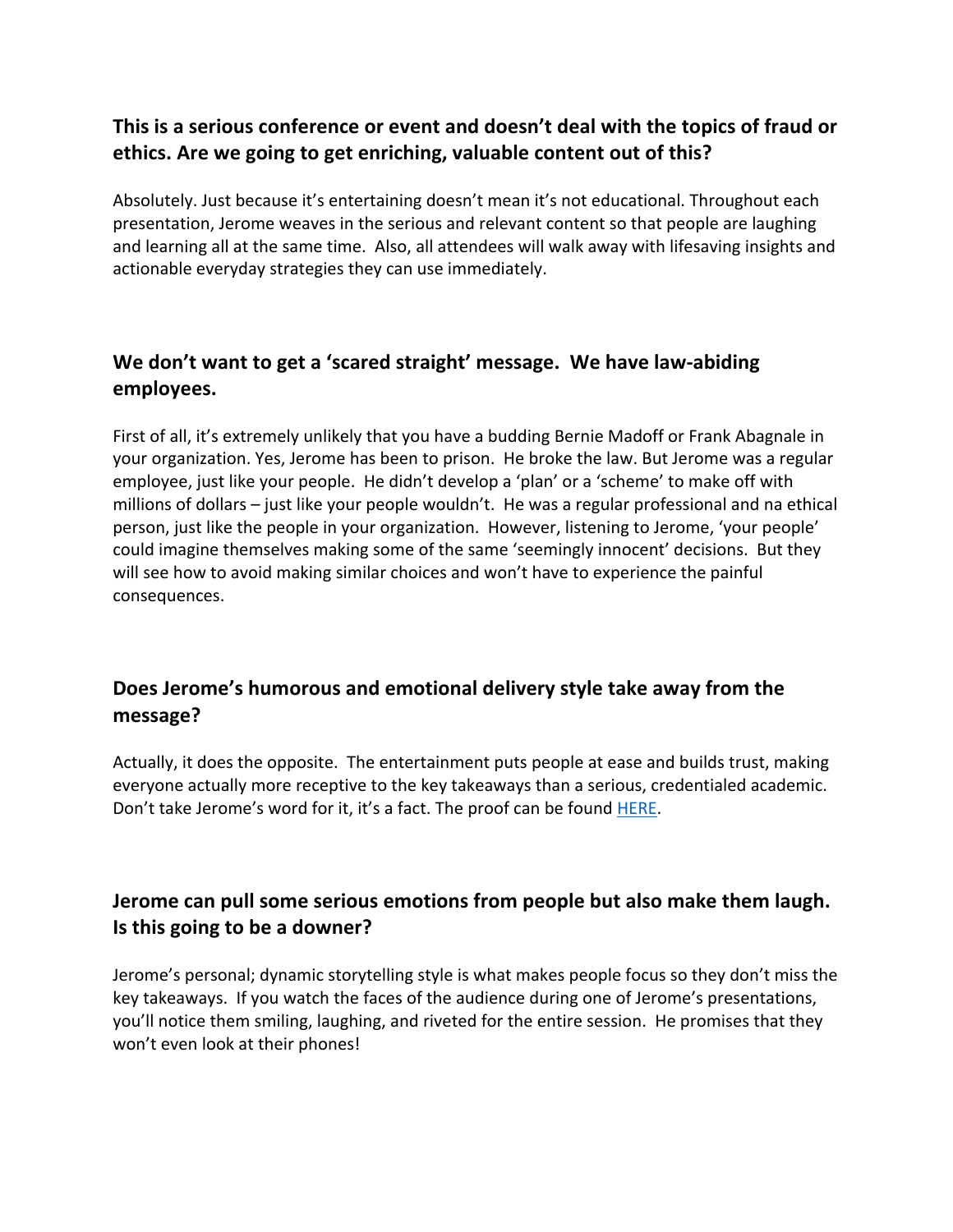### This is a serious conference or event and doesn't deal with the topics of fraud or ethics. Are we going to get enriching, valuable content out of this?

Absolutely. Just because it's entertaining doesn't mean it's not educational. Throughout each presentation, Jerome weaves in the serious and relevant content so that people are laughing and learning all at the same time. Also, all attendees will walk away with lifesaving insights and actionable everyday strategies they can use immediately.

### We don't want to get a 'scared straight' message. We have law-abiding employees.

First of all, it's extremely unlikely that you have a budding Bernie Madoff or Frank Abagnale in your organization. Yes, Jerome has been to prison. He broke the law. But Jerome was a regular employee, just like your people. He didn't develop a 'plan' or a 'scheme' to make off with millions of dollars – just like your people wouldn't. He was a regular professional and na ethical person, just like the people in your organization. However, listening to Jerome, 'your people' could imagine themselves making some of the same 'seemingly innocent' decisions. But they will see how to avoid making similar choices and won't have to experience the painful consequences.

### Does Jerome's humorous and emotional delivery style take away from the message?

Actually, it does the opposite. The entertainment puts people at ease and builds trust, making everyone actually more receptive to the key takeaways than a serious, credentialed academic. Don't take Jerome's word for it, it's a fact. The proof can be found HERE.

### Jerome can pull some serious emotions from people but also make them laugh. Is this going to be a downer?

Jerome's personal; dynamic storytelling style is what makes people focus so they don't miss the key takeaways. If you watch the faces of the audience during one of Jerome's presentations, you'll notice them smiling, laughing, and riveted for the entire session. He promises that they won't even look at their phones!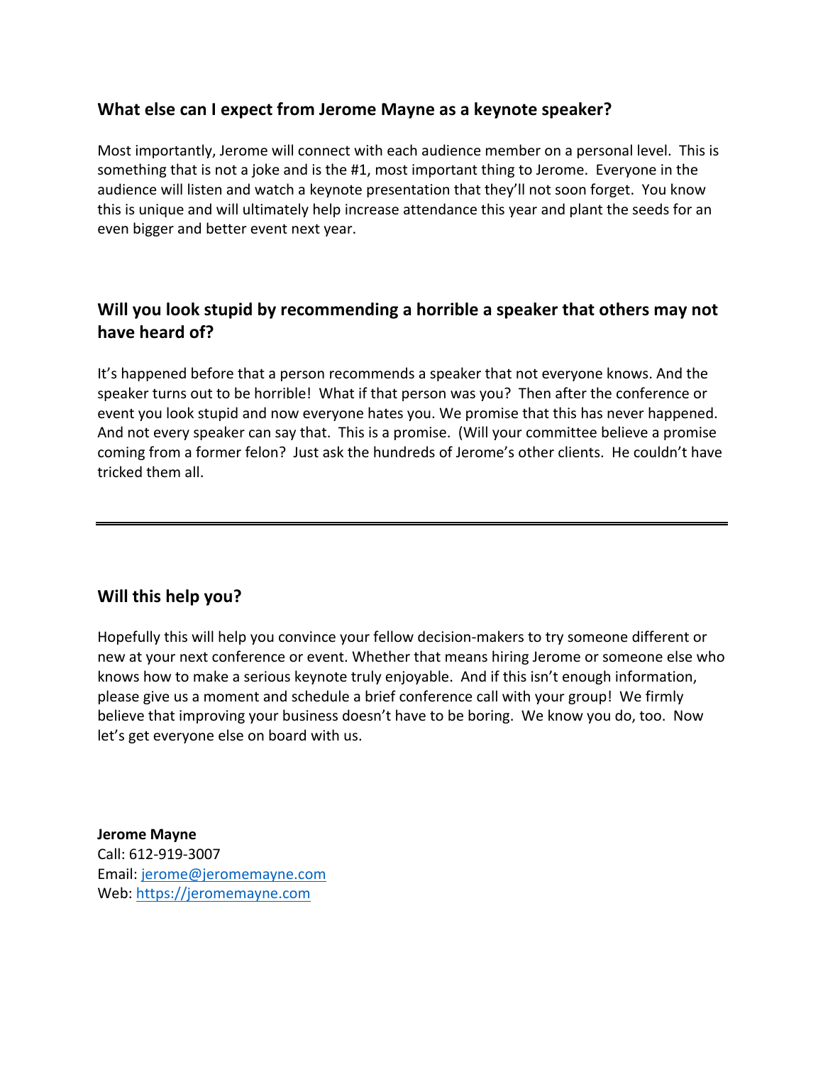## What else can I expect from Jerome Mayne as a keynote speaker?

Most importantly, Jerome will connect with each audience member on a personal level. This is something that is not a joke and is the #1, most important thing to Jerome. Everyone in the audience will listen and watch a keynote presentation that they'll not soon forget. You know this is unique and will ultimately help increase attendance this year and plant the seeds for an even bigger and better event next year.

## Will you look stupid by recommending a horrible a speaker that others may not have heard of?

It's happened before that a person recommends a speaker that not everyone knows. And the speaker turns out to be horrible! What if that person was you? Then after the conference or event you look stupid and now everyone hates you. We promise that this has never happened. And not every speaker can say that. This is a promise. (Will your committee believe a promise coming from a former felon? Just ask the hundreds of Jerome's other clients. He couldn't have tricked them all.

---

## Will this help you?

Hopefully this will help you convince your fellow decision-makers to try someone different or new at your next conference or event. Whether that means hiring Jerome or someone else who knows how to make a serious keynote truly enjoyable. And if this isn't enough information, please give us a moment and schedule a brief conference call with your group! We firmly believe that improving your business doesn't have to be boring. We know you do, too. Now let's get everyone else on board with us.

**Jerome Mayne**
Call: 612-919-3007
Email: jerome@jeromemayne.com
Web: https://jeromemayne.com